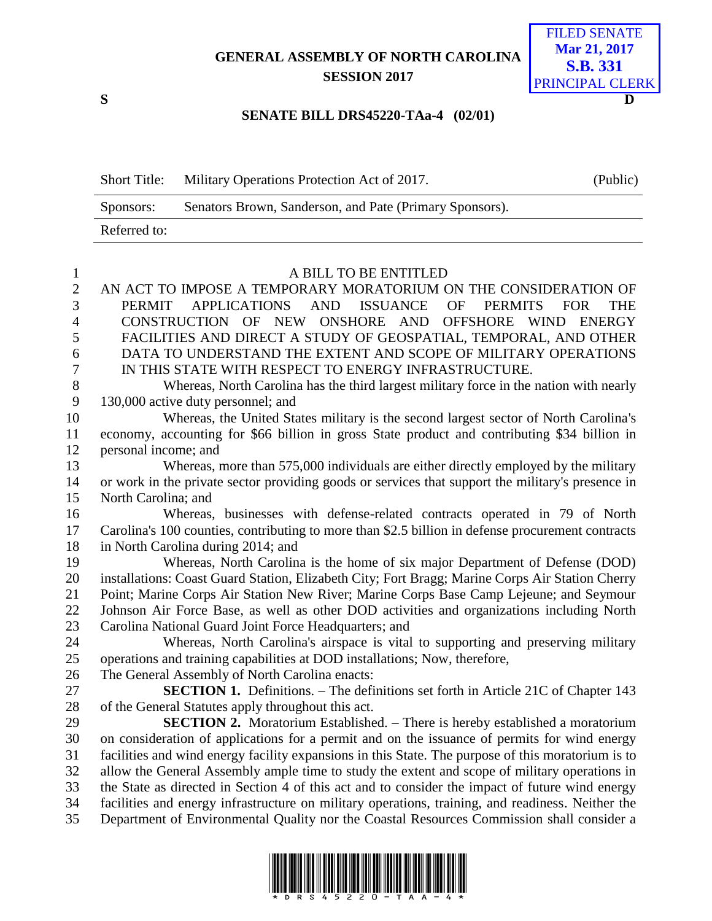# GENERAL ASSEMBLY OF NORTH CAROLINA
## SESSION 2017

FILED SENATE
Mar 21, 2017
S.B. 331
PRINCIPAL CLERK

S D

## SENATE BILL DRS45220-TAa-4 (02/01)

| Short Title: | Military Operations Protection Act of 2017. | (Public) |
|---|---|---|
| Sponsors: | Senators Brown, Sanderson, and Pate (Primary Sponsors). | |
| Referred to: | | |

A BILL TO BE ENTITLED

AN ACT TO IMPOSE A TEMPORARY MORATORIUM ON THE CONSIDERATION OF PERMIT APPLICATIONS AND ISSUANCE OF PERMITS FOR THE CONSTRUCTION OF NEW ONSHORE AND OFFSHORE WIND ENERGY FACILITIES AND DIRECT A STUDY OF GEOSPATIAL, TEMPORAL, AND OTHER DATA TO UNDERSTAND THE EXTENT AND SCOPE OF MILITARY OPERATIONS IN THIS STATE WITH RESPECT TO ENERGY INFRASTRUCTURE.

Whereas, North Carolina has the third largest military force in the nation with nearly 130,000 active duty personnel; and

Whereas, the United States military is the second largest sector of North Carolina's economy, accounting for $66 billion in gross State product and contributing $34 billion in personal income; and

Whereas, more than 575,000 individuals are either directly employed by the military or work in the private sector providing goods or services that support the military's presence in North Carolina; and

Whereas, businesses with defense-related contracts operated in 79 of North Carolina's 100 counties, contributing to more than $2.5 billion in defense procurement contracts in North Carolina during 2014; and

Whereas, North Carolina is the home of six major Department of Defense (DOD) installations: Coast Guard Station, Elizabeth City; Fort Bragg; Marine Corps Air Station Cherry Point; Marine Corps Air Station New River; Marine Corps Base Camp Lejeune; and Seymour Johnson Air Force Base, as well as other DOD activities and organizations including North Carolina National Guard Joint Force Headquarters; and

Whereas, North Carolina's airspace is vital to supporting and preserving military operations and training capabilities at DOD installations; Now, therefore,

The General Assembly of North Carolina enacts:

**SECTION 1.** Definitions. – The definitions set forth in Article 21C of Chapter 143 of the General Statutes apply throughout this act.

**SECTION 2.** Moratorium Established. – There is hereby established a moratorium on consideration of applications for a permit and on the issuance of permits for wind energy facilities and wind energy facility expansions in this State. The purpose of this moratorium is to allow the General Assembly ample time to study the extent and scope of military operations in the State as directed in Section 4 of this act and to consider the impact of future wind energy facilities and energy infrastructure on military operations, training, and readiness. Neither the Department of Environmental Quality nor the Coastal Resources Commission shall consider a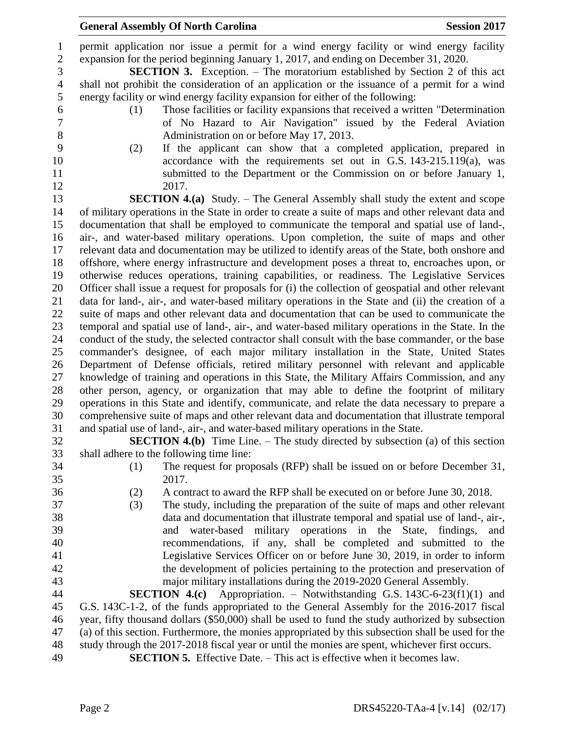permit application nor issue a permit for a wind energy facility or wind energy facility expansion for the period beginning January 1, 2017, and ending on December 31, 2020.

**SECTION 3.** Exception. – The moratorium established by Section 2 of this act shall not prohibit the consideration of an application or the issuance of a permit for a wind energy facility or wind energy facility expansion for either of the following:

(1) Those facilities or facility expansions that received a written "Determination of No Hazard to Air Navigation" issued by the Federal Aviation Administration on or before May 17, 2013.

(2) If the applicant can show that a completed application, prepared in accordance with the requirements set out in G.S. 143-215.119(a), was submitted to the Department or the Commission on or before January 1, 2017.

**SECTION 4.(a)** Study. – The General Assembly shall study the extent and scope of military operations in the State in order to create a suite of maps and other relevant data and documentation that shall be employed to communicate the temporal and spatial use of land-, air-, and water-based military operations. Upon completion, the suite of maps and other relevant data and documentation may be utilized to identify areas of the State, both onshore and offshore, where energy infrastructure and development poses a threat to, encroaches upon, or otherwise reduces operations, training capabilities, or readiness. The Legislative Services Officer shall issue a request for proposals for (i) the collection of geospatial and other relevant data for land-, air-, and water-based military operations in the State and (ii) the creation of a suite of maps and other relevant data and documentation that can be used to communicate the temporal and spatial use of land-, air-, and water-based military operations in the State. In the conduct of the study, the selected contractor shall consult with the base commander, or the base commander's designee, of each major military installation in the State, United States Department of Defense officials, retired military personnel with relevant and applicable knowledge of training and operations in this State, the Military Affairs Commission, and any other person, agency, or organization that may able to define the footprint of military operations in this State and identify, communicate, and relate the data necessary to prepare a comprehensive suite of maps and other relevant data and documentation that illustrate temporal and spatial use of land-, air-, and water-based military operations in the State.

**SECTION 4.(b)** Time Line. – The study directed by subsection (a) of this section shall adhere to the following time line:

(1) The request for proposals (RFP) shall be issued on or before December 31, 2017.

(2) A contract to award the RFP shall be executed on or before June 30, 2018.

(3) The study, including the preparation of the suite of maps and other relevant data and documentation that illustrate temporal and spatial use of land-, air-, and water-based military operations in the State, findings, and recommendations, if any, shall be completed and submitted to the Legislative Services Officer on or before June 30, 2019, in order to inform the development of policies pertaining to the protection and preservation of major military installations during the 2019-2020 General Assembly.

**SECTION 4.(c)** Appropriation. – Notwithstanding G.S. 143C-6-23(f1)(1) and G.S. 143C-1-2, of the funds appropriated to the General Assembly for the 2016-2017 fiscal year, fifty thousand dollars ($50,000) shall be used to fund the study authorized by subsection (a) of this section. Furthermore, the monies appropriated by this subsection shall be used for the study through the 2017-2018 fiscal year or until the monies are spent, whichever first occurs.

**SECTION 5.** Effective Date. – This act is effective when it becomes law.